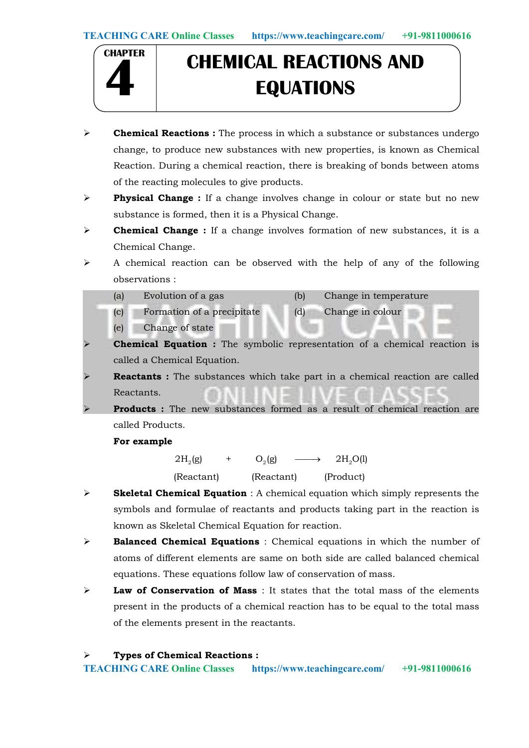# CHAPTER 4: CHEMICAL REACTIONS AND EQUATIONS

- **Chemical Reactions :** The process in which a substance or substances undergo change, to produce new substances with new properties, is known as Chemical Reaction. During a chemical reaction, there is breaking of bonds between atoms of the reacting molecules to give products.
- **Physical Change :** If a change involves change in colour or state but no new substance is formed, then it is a Physical Change.
- **Chemical Change :** If a change involves formation of new substances, it is a Chemical Change.
- A chemical reaction can be observed with the help of any of the following observations :

  (a) Evolution of a gas  
  (b) Change in temperature  
  (c) Formation of a precipitate  
  (d) Change in colour  
  (e) Change of state

- **Chemical Equation :** The symbolic representation of a chemical reaction is called a Chemical Equation.
- **Reactants :** The substances which take part in a chemical reaction are called Reactants.
- **Products :** The new substances formed as a result of chemical reaction are called Products.

  **For example**

  $$\underset{\text{(Reactant)}}{2H_2(g)} + \underset{\text{(Reactant)}}{O_2(g)} \longrightarrow \underset{\text{(Product)}}{2H_2O(l)}$$

- **Skeletal Chemical Equation** : A chemical equation which simply represents the symbols and formulae of reactants and products taking part in the reaction is known as Skeletal Chemical Equation for reaction.
- **Balanced Chemical Equations** : Chemical equations in which the number of atoms of different elements are same on both side are called balanced chemical equations. These equations follow law of conservation of mass.
- **Law of Conservation of Mass** : It states that the total mass of the elements present in the products of a chemical reaction has to be equal to the total mass of the elements present in the reactants.

- **Types of Chemical Reactions :**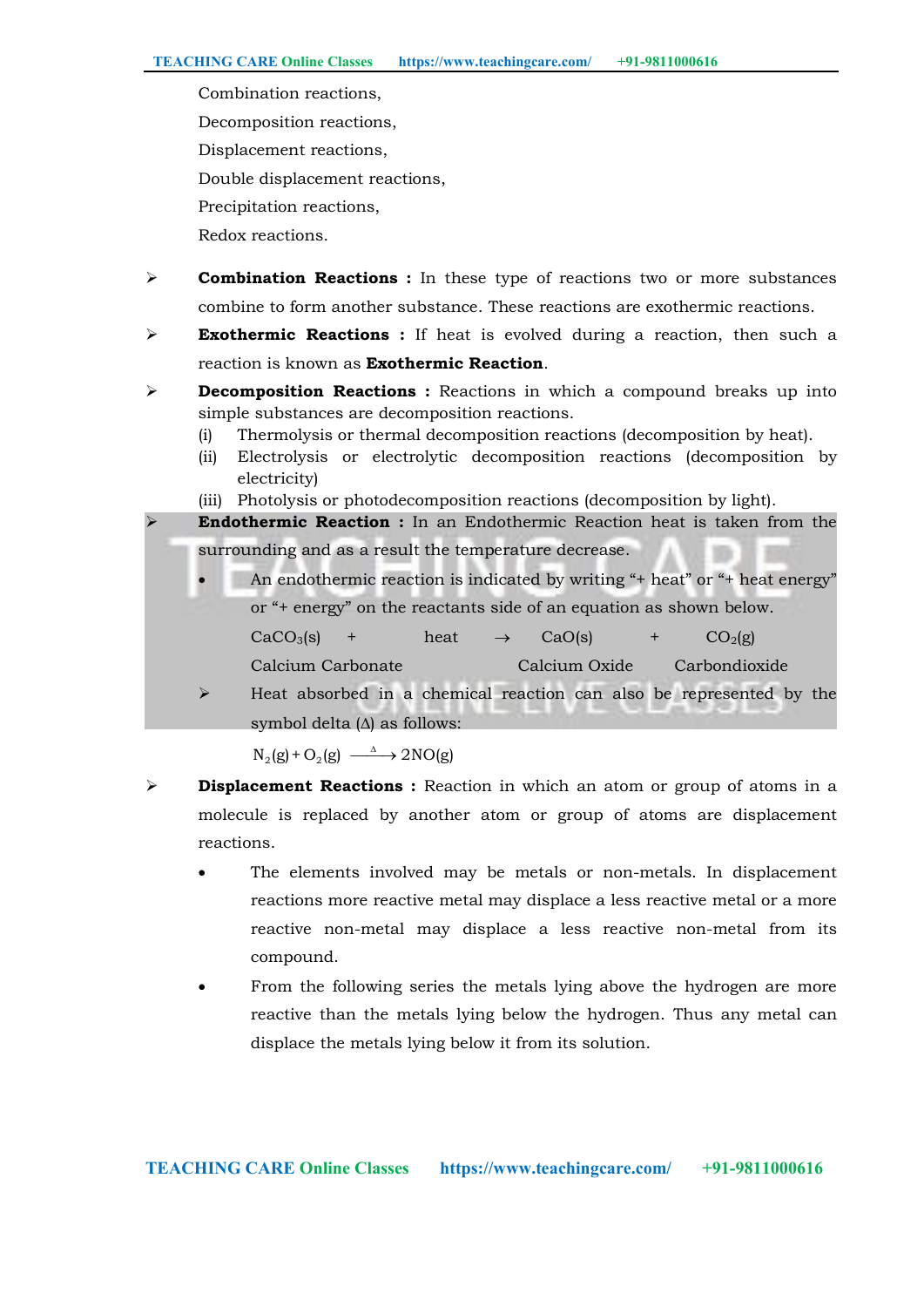Combination reactions,

Decomposition reactions,

Displacement reactions,

Double displacement reactions,

Precipitation reactions,

Redox reactions.

- **Combination Reactions :** In these type of reactions two or more substances combine to form another substance. These reactions are exothermic reactions.
- **Exothermic Reactions :** If heat is evolved during a reaction, then such a reaction is known as **Exothermic Reaction**.
- **Decomposition Reactions :** Reactions in which a compound breaks up into simple substances are decomposition reactions.
  - (i) Thermolysis or thermal decomposition reactions (decomposition by heat).
  - (ii) Electrolysis or electrolytic decomposition reactions (decomposition by electricity)
  - (iii) Photolysis or photodecomposition reactions (decomposition by light).
- **Endothermic Reaction :** In an Endothermic Reaction heat is taken from the surrounding and as a result the temperature decrease.
  - An endothermic reaction is indicated by writing "+ heat" or "+ heat energy" or "+ energy" on the reactants side of an equation as shown below.

    $$CaCO_3(s) + \text{heat} \rightarrow CaO(s) + CO_2(g)$$

    Calcium Carbonate → Calcium Oxide + Carbondioxide

  - Heat absorbed in a chemical reaction can also be represented by the symbol delta (Δ) as follows:

    $$N_2(g) + O_2(g) \xrightarrow{\Delta} 2NO(g)$$

- **Displacement Reactions :** Reaction in which an atom or group of atoms in a molecule is replaced by another atom or group of atoms are displacement reactions.
  - The elements involved may be metals or non-metals. In displacement reactions more reactive metal may displace a less reactive metal or a more reactive non-metal may displace a less reactive non-metal from its compound.
  - From the following series the metals lying above the hydrogen are more reactive than the metals lying below the hydrogen. Thus any metal can displace the metals lying below it from its solution.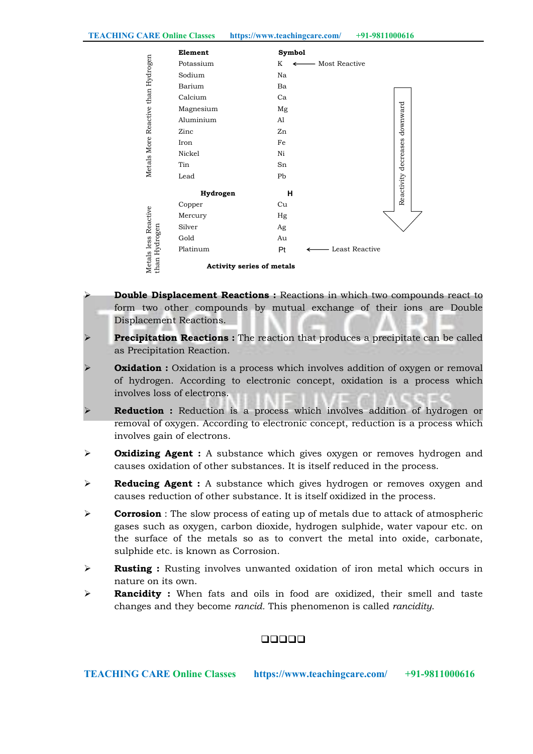| Element | Symbol | |
|---|---|---|
| Potassium | K | ← Most Reactive |
| Sodium | Na | |
| Barium | Ba | |
| Calcium | Ca | |
| Magnesium | Mg | |
| Aluminium | Al | |
| Zinc | Zn | |
| Iron | Fe | |
| Nickel | Ni | |
| Tin | Sn | |
| Lead | Pb | |
| **Hydrogen** | **H** | |
| Copper | Cu | |
| Mercury | Hg | |
| Silver | Ag | |
| Gold | Au | |
| Platinum | Pt | ← Least Reactive |

Metals More Reactive than Hydrogen: Potassium to Lead

Metals less Reactive than Hydrogen: Copper to Platinum

Reactivity decreases downward

**Activity series of metals**

- **Double Displacement Reactions :** Reactions in which two compounds react to form two other compounds by mutual exchange of their ions are Double Displacement Reactions.
- **Precipitation Reactions :** The reaction that produces a precipitate can be called as Precipitation Reaction.
- **Oxidation :** Oxidation is a process which involves addition of oxygen or removal of hydrogen. According to electronic concept, oxidation is a process which involves loss of electrons.
- **Reduction :** Reduction is a process which involves addition of hydrogen or removal of oxygen. According to electronic concept, reduction is a process which involves gain of electrons.
- **Oxidizing Agent :** A substance which gives oxygen or removes hydrogen and causes oxidation of other substances. It is itself reduced in the process.
- **Reducing Agent :** A substance which gives hydrogen or removes oxygen and causes reduction of other substance. It is itself oxidized in the process.
- **Corrosion** : The slow process of eating up of metals due to attack of atmospheric gases such as oxygen, carbon dioxide, hydrogen sulphide, water vapour etc. on the surface of the metals so as to convert the metal into oxide, carbonate, sulphide etc. is known as Corrosion.
- **Rusting :** Rusting involves unwanted oxidation of iron metal which occurs in nature on its own.
- **Rancidity :** When fats and oils in food are oxidized, their smell and taste changes and they become *rancid.* This phenomenon is called *rancidity.*

❑❑❑❑❑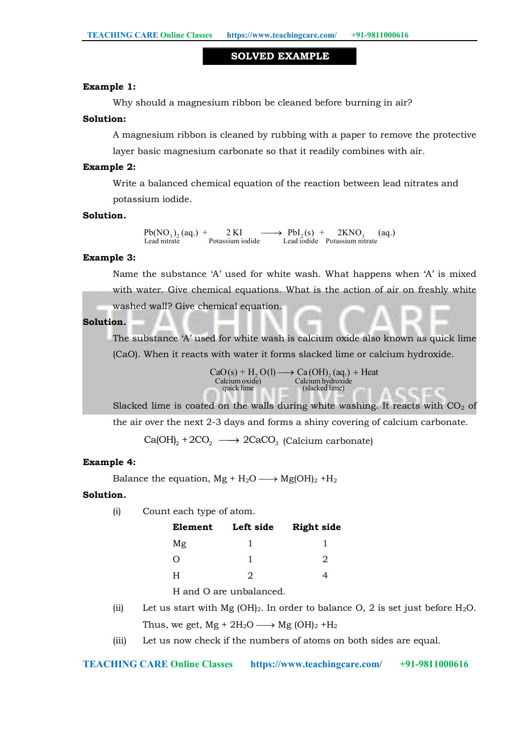## SOLVED EXAMPLE

**Example 1:**

Why should a magnesium ribbon be cleaned before burning in air?

**Solution:**

A magnesium ribbon is cleaned by rubbing with a paper to remove the protective layer basic magnesium carbonate so that it readily combines with air.

**Example 2:**

Write a balanced chemical equation of the reaction between lead nitrates and potassium iodide.

**Solution.**

$$\underset{\text{Lead nitrate}}{Pb(NO_3)_2\,(aq.)} + \underset{\text{Potassium iodide}}{2\,KI} \longrightarrow \underset{\text{Lead iodide}}{PbI_2\,(s)} + \underset{\text{Potassium nitrate}}{2KNO_3}\ (aq.)$$

**Example 3:**

Name the substance 'A' used for white wash. What happens when 'A' is mixed with water. Give chemical equations. What is the action of air on freshly white washed wall? Give chemical equation.

**Solution.**

The substance 'A' used for white wash is calcium oxide also known as quick lime (CaO). When it reacts with water it forms slacked lime or calcium hydroxide.

$$\underset{\substack{\text{Calcium oxide)}\\ \text{quick lime}}}{CaO\,(s)} + H_2O\,(l) \longrightarrow \underset{\substack{\text{Calcium hydroxide}\\ \text{(slacked lime)}}}{Ca\,(OH)_2\,(aq.)} + \text{Heat}$$

Slacked lime is coated on the walls during white washing. It reacts with $CO_2$ of the air over the next 2-3 days and forms a shiny covering of calcium carbonate.

$$Ca(OH)_2 + 2CO_2 \longrightarrow 2CaCO_3 \ \text{(Calcium carbonate)}$$

**Example 4:**

Balance the equation, $Mg + H_2O \longrightarrow Mg(OH)_2 + H_2$

**Solution.**

(i) Count each type of atom.

| Element | Left side | Right side |
|---|---|---|
| Mg | 1 | 1 |
| O | 1 | 2 |
| H | 2 | 4 |

H and O are unbalanced.

(ii) Let us start with Mg $(OH)_2$. In order to balance O, 2 is set just before $H_2O$.

Thus, we get, $Mg + 2H_2O \longrightarrow Mg\,(OH)_2 + H_2$

(iii) Let us now check if the numbers of atoms on both sides are equal.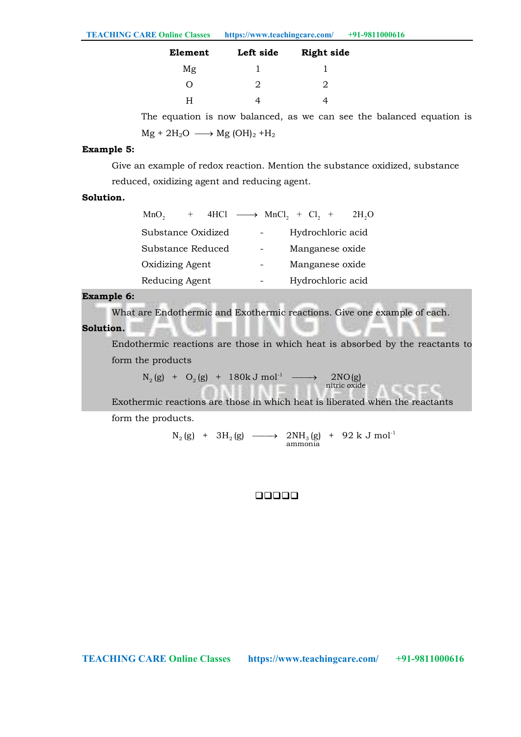| Element | Left side | Right side |
|---|---|---|
| Mg | 1 | 1 |
| O | 2 | 2 |
| H | 4 | 4 |

The equation is now balanced, as we can see the balanced equation is

$Mg + 2H_2O \longrightarrow Mg(OH)_2 + H_2$

**Example 5:**

Give an example of redox reaction. Mention the substance oxidized, substance reduced, oxidizing agent and reducing agent.

**Solution.**

$$MnO_2 + 4HCl \longrightarrow MnCl_2 + Cl_2 + 2H_2O$$

Substance Oxidized - Hydrochloric acid

Substance Reduced - Manganese oxide

Oxidizing Agent - Manganese oxide

Reducing Agent - Hydrochloric acid

**Example 6:**

What are Endothermic and Exothermic reactions. Give one example of each.

**Solution.**

Endothermic reactions are those in which heat is absorbed by the reactants to form the products

$$N_2(g) + O_2(g) + 180\,kJ\,mol^{-1} \longrightarrow \underset{\text{nitric oxide}}{2NO(g)}$$

Exothermic reactions are those in which heat is liberated when the reactants form the products.

$$N_2(g) + 3H_2(g) \longrightarrow \underset{\text{ammonia}}{2NH_3(g)} + 92\,kJ\,mol^{-1}$$

❑❑❑❑❑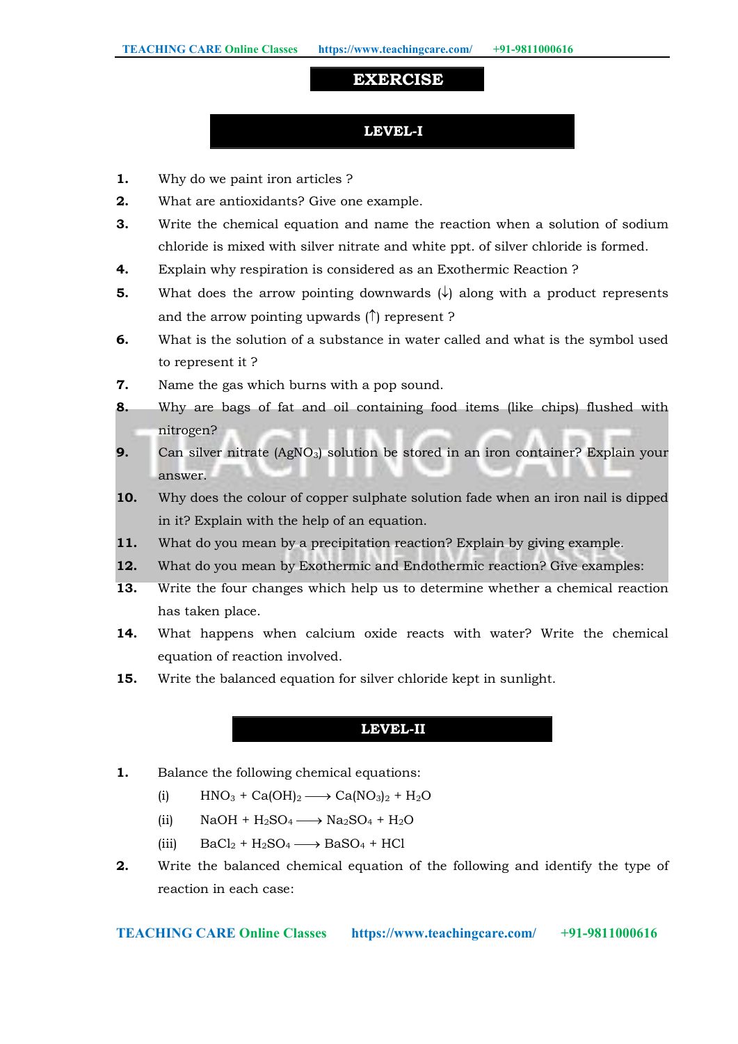# EXERCISE

## LEVEL-I

1. Why do we paint iron articles ?
2. What are antioxidants? Give one example.
3. Write the chemical equation and name the reaction when a solution of sodium chloride is mixed with silver nitrate and white ppt. of silver chloride is formed.
4. Explain why respiration is considered as an Exothermic Reaction ?
5. What does the arrow pointing downwards (↓) along with a product represents and the arrow pointing upwards (↑) represent ?
6. What is the solution of a substance in water called and what is the symbol used to represent it ?
7. Name the gas which burns with a pop sound.
8. Why are bags of fat and oil containing food items (like chips) flushed with nitrogen?
9. Can silver nitrate ($AgNO_3$) solution be stored in an iron container? Explain your answer.
10. Why does the colour of copper sulphate solution fade when an iron nail is dipped in it? Explain with the help of an equation.
11. What do you mean by a precipitation reaction? Explain by giving example.
12. What do you mean by Exothermic and Endothermic reaction? Give examples:
13. Write the four changes which help us to determine whether a chemical reaction has taken place.
14. What happens when calcium oxide reacts with water? Write the chemical equation of reaction involved.
15. Write the balanced equation for silver chloride kept in sunlight.

## LEVEL-II

1. Balance the following chemical equations:
   (i) $HNO_3 + Ca(OH)_2 \longrightarrow Ca(NO_3)_2 + H_2O$
   (ii) $NaOH + H_2SO_4 \longrightarrow Na_2SO_4 + H_2O$
   (iii) $BaCl_2 + H_2SO_4 \longrightarrow BaSO_4 + HCl$
2. Write the balanced chemical equation of the following and identify the type of reaction in each case: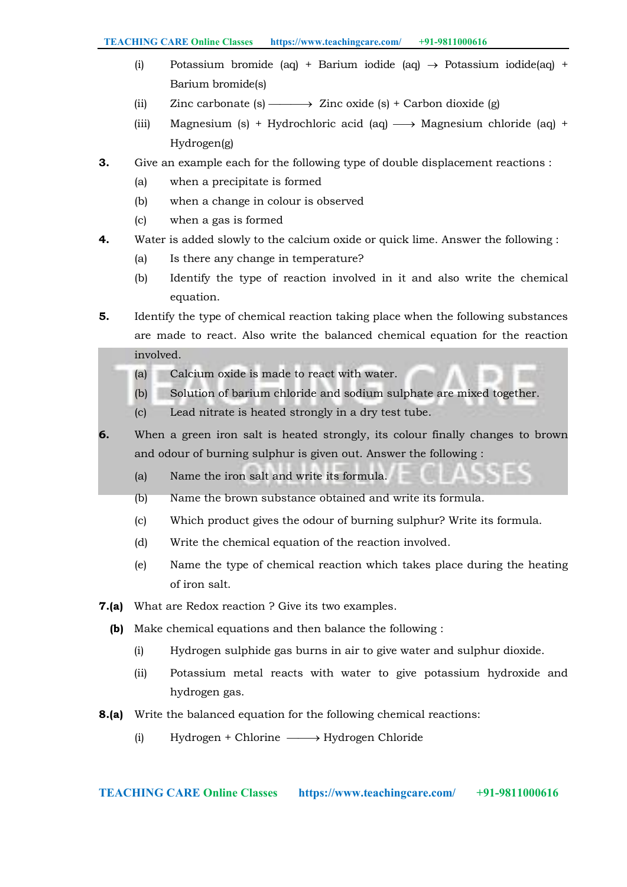(i) Potassium bromide (aq) + Barium iodide (aq) $\rightarrow$ Potassium iodide(aq) + Barium bromide(s)

(ii) Zinc carbonate (s) $\longrightarrow$ Zinc oxide (s) + Carbon dioxide (g)

(iii) Magnesium (s) + Hydrochloric acid (aq) $\longrightarrow$ Magnesium chloride (aq) + Hydrogen(g)

**3.** Give an example each for the following type of double displacement reactions :

(a) when a precipitate is formed

(b) when a change in colour is observed

(c) when a gas is formed

**4.** Water is added slowly to the calcium oxide or quick lime. Answer the following :

(a) Is there any change in temperature?

(b) Identify the type of reaction involved in it and also write the chemical equation.

**5.** Identify the type of chemical reaction taking place when the following substances are made to react. Also write the balanced chemical equation for the reaction involved.

(a) Calcium oxide is made to react with water.

(b) Solution of barium chloride and sodium sulphate are mixed together.

(c) Lead nitrate is heated strongly in a dry test tube.

**6.** When a green iron salt is heated strongly, its colour finally changes to brown and odour of burning sulphur is given out. Answer the following :

(a) Name the iron salt and write its formula.

(b) Name the brown substance obtained and write its formula.

(c) Which product gives the odour of burning sulphur? Write its formula.

(d) Write the chemical equation of the reaction involved.

(e) Name the type of chemical reaction which takes place during the heating of iron salt.

**7.(a)** What are Redox reaction ? Give its two examples.

**(b)** Make chemical equations and then balance the following :

(i) Hydrogen sulphide gas burns in air to give water and sulphur dioxide.

(ii) Potassium metal reacts with water to give potassium hydroxide and hydrogen gas.

**8.(a)** Write the balanced equation for the following chemical reactions:

(i) Hydrogen + Chlorine $\longrightarrow$ Hydrogen Chloride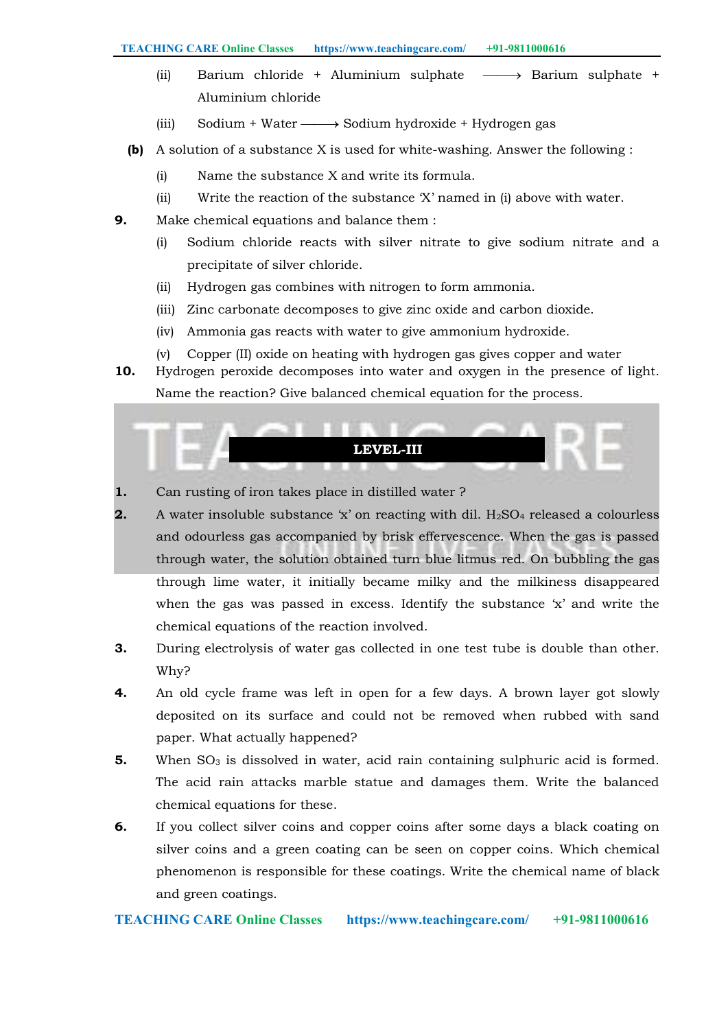(ii) Barium chloride + Aluminium sulphate $\longrightarrow$ Barium sulphate + Aluminium chloride

(iii) Sodium + Water $\longrightarrow$ Sodium hydroxide + Hydrogen gas

**(b)** A solution of a substance X is used for white-washing. Answer the following :

(i) Name the substance X and write its formula.

(ii) Write the reaction of the substance 'X' named in (i) above with water.

**9.** Make chemical equations and balance them :

(i) Sodium chloride reacts with silver nitrate to give sodium nitrate and a precipitate of silver chloride.

(ii) Hydrogen gas combines with nitrogen to form ammonia.

(iii) Zinc carbonate decomposes to give zinc oxide and carbon dioxide.

(iv) Ammonia gas reacts with water to give ammonium hydroxide.

(v) Copper (II) oxide on heating with hydrogen gas gives copper and water

**10.** Hydrogen peroxide decomposes into water and oxygen in the presence of light. Name the reaction? Give balanced chemical equation for the process.

## LEVEL-III

**1.** Can rusting of iron takes place in distilled water ?

**2.** A water insoluble substance 'x' on reacting with dil. $H_2SO_4$ released a colourless and odourless gas accompanied by brisk effervescence. When the gas is passed through water, the solution obtained turn blue litmus red. On bubbling the gas through lime water, it initially became milky and the milkiness disappeared when the gas was passed in excess. Identify the substance 'x' and write the chemical equations of the reaction involved.

**3.** During electrolysis of water gas collected in one test tube is double than other. Why?

**4.** An old cycle frame was left in open for a few days. A brown layer got slowly deposited on its surface and could not be removed when rubbed with sand paper. What actually happened?

**5.** When $SO_3$ is dissolved in water, acid rain containing sulphuric acid is formed. The acid rain attacks marble statue and damages them. Write the balanced chemical equations for these.

**6.** If you collect silver coins and copper coins after some days a black coating on silver coins and a green coating can be seen on copper coins. Which chemical phenomenon is responsible for these coatings. Write the chemical name of black and green coatings.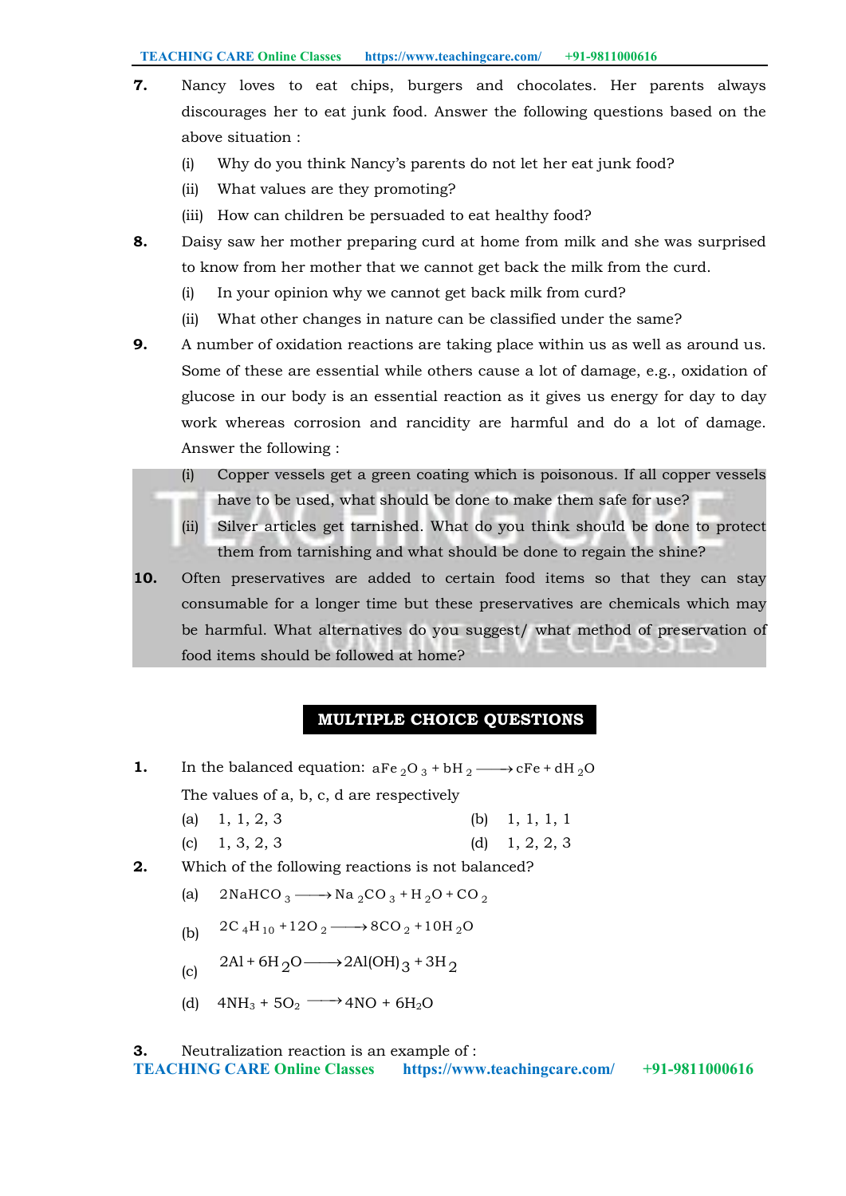7. Nancy loves to eat chips, burgers and chocolates. Her parents always discourages her to eat junk food. Answer the following questions based on the above situation :

   (i) Why do you think Nancy's parents do not let her eat junk food?

   (ii) What values are they promoting?

   (iii) How can children be persuaded to eat healthy food?

8. Daisy saw her mother preparing curd at home from milk and she was surprised to know from her mother that we cannot get back the milk from the curd.

   (i) In your opinion why we cannot get back milk from curd?

   (ii) What other changes in nature can be classified under the same?

9. A number of oxidation reactions are taking place within us as well as around us. Some of these are essential while others cause a lot of damage, e.g., oxidation of glucose in our body is an essential reaction as it gives us energy for day to day work whereas corrosion and rancidity are harmful and do a lot of damage. Answer the following :

   (i) Copper vessels get a green coating which is poisonous. If all copper vessels have to be used, what should be done to make them safe for use?

   (ii) Silver articles get tarnished. What do you think should be done to protect them from tarnishing and what should be done to regain the shine?

10. Often preservatives are added to certain food items so that they can stay consumable for a longer time but these preservatives are chemicals which may be harmful. What alternatives do you suggest/ what method of preservation of food items should be followed at home?

## MULTIPLE CHOICE QUESTIONS

1. In the balanced equation: $aFe_2O_3 + bH_2 \longrightarrow cFe + dH_2O$

   The values of a, b, c, d are respectively

   (a) 1, 1, 2, 3 (b) 1, 1, 1, 1

   (c) 1, 3, 2, 3 (d) 1, 2, 2, 3

2. Which of the following reactions is not balanced?

   (a) $2NaHCO_3 \longrightarrow Na_2CO_3 + H_2O + CO_2$

   (b) $2C_4H_{10} + 12O_2 \longrightarrow 8CO_2 + 10H_2O$

   (c) $2Al + 6H_2O \longrightarrow 2Al(OH)_3 + 3H_2$

   (d) $4NH_3 + 5O_2 \longrightarrow 4NO + 6H_2O$

3. Neutralization reaction is an example of :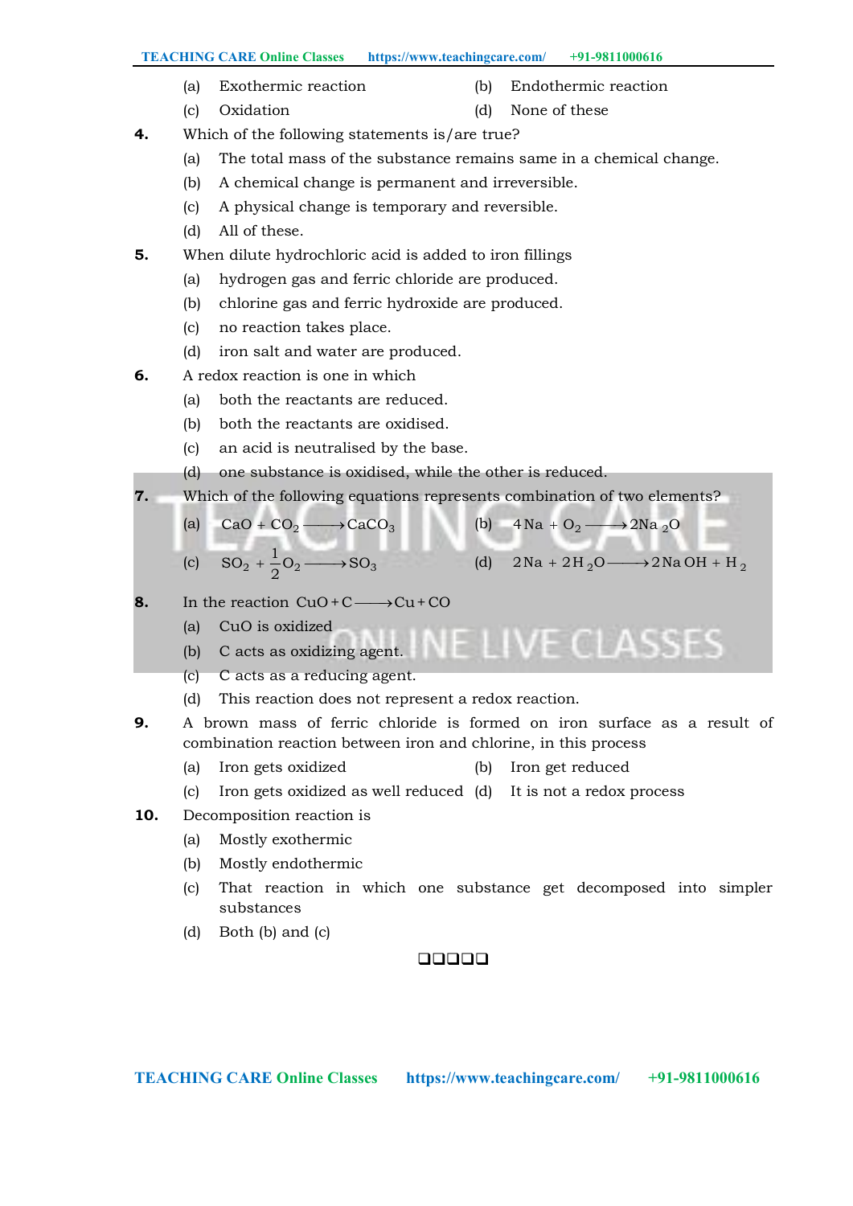(a) Exothermic reaction (b) Endothermic reaction

(c) Oxidation (d) None of these

**4.** Which of the following statements is/are true?

(a) The total mass of the substance remains same in a chemical change.

(b) A chemical change is permanent and irreversible.

(c) A physical change is temporary and reversible.

(d) All of these.

**5.** When dilute hydrochloric acid is added to iron fillings

(a) hydrogen gas and ferric chloride are produced.

(b) chlorine gas and ferric hydroxide are produced.

(c) no reaction takes place.

(d) iron salt and water are produced.

**6.** A redox reaction is one in which

(a) both the reactants are reduced.

(b) both the reactants are oxidised.

(c) an acid is neutralised by the base.

(d) one substance is oxidised, while the other is reduced.

**7.** Which of the following equations represents combination of two elements?

(a) $CaO + CO_2 \longrightarrow CaCO_3$ (b) $4Na + O_2 \longrightarrow 2Na_2O$

(c) $SO_2 + \frac{1}{2}O_2 \longrightarrow SO_3$ (d) $2Na + 2H_2O \longrightarrow 2NaOH + H_2$

**8.** In the reaction $CuO + C \longrightarrow Cu + CO$

(a) CuO is oxidized

(b) C acts as oxidizing agent.

(c) C acts as a reducing agent.

(d) This reaction does not represent a redox reaction.

**9.** A brown mass of ferric chloride is formed on iron surface as a result of combination reaction between iron and chlorine, in this process

(a) Iron gets oxidized (b) Iron get reduced

(c) Iron gets oxidized as well reduced (d) It is not a redox process

**10.** Decomposition reaction is

(a) Mostly exothermic

(b) Mostly endothermic

(c) That reaction in which one substance get decomposed into simpler substances

(d) Both (b) and (c)

❑❑❑❑❑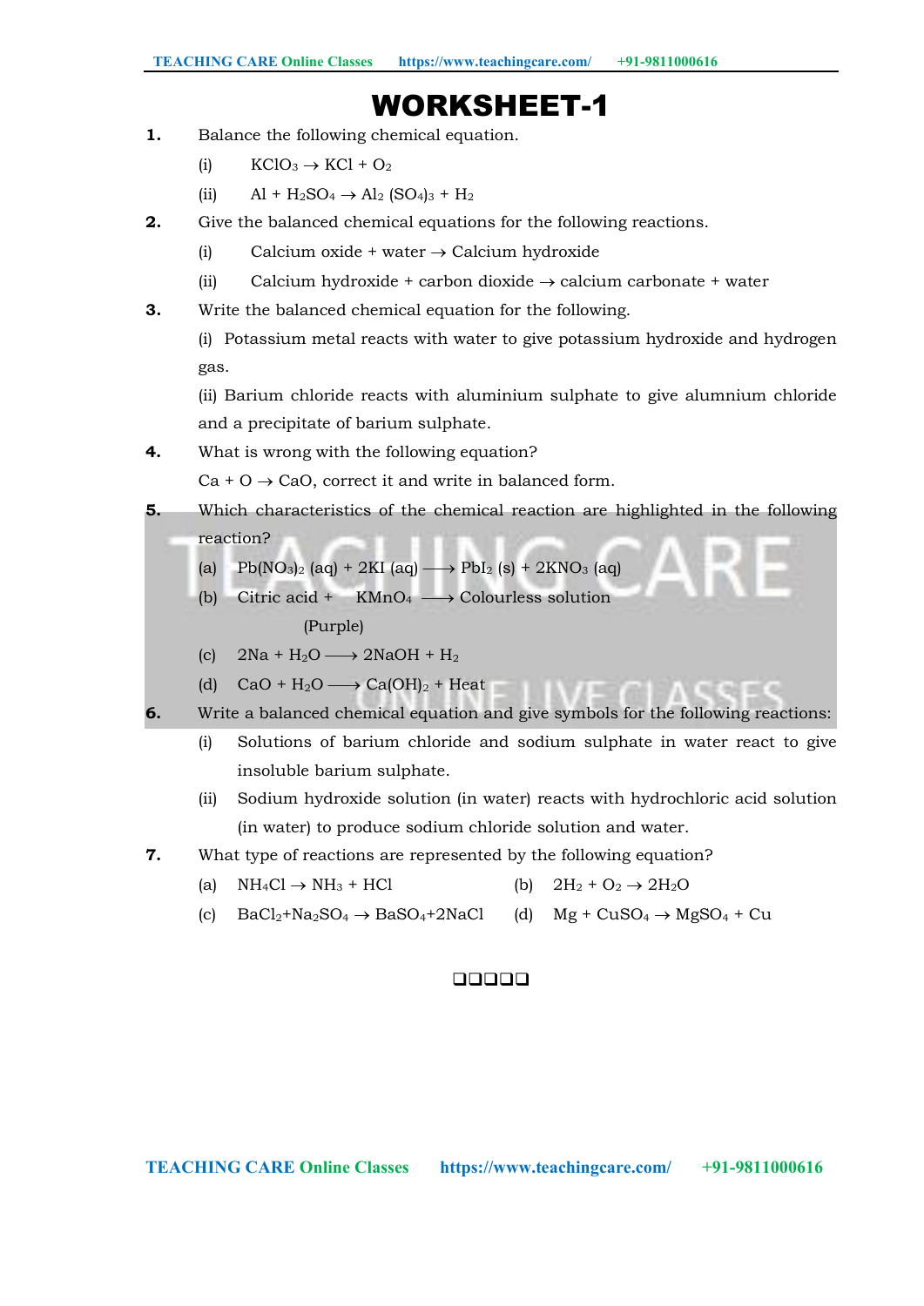# WORKSHEET-1

**1.** Balance the following chemical equation.

(i) $KClO_3 \rightarrow KCl + O_2$

(ii) $Al + H_2SO_4 \rightarrow Al_2(SO_4)_3 + H_2$

**2.** Give the balanced chemical equations for the following reactions.

(i) Calcium oxide + water $\rightarrow$ Calcium hydroxide

(ii) Calcium hydroxide + carbon dioxide $\rightarrow$ calcium carbonate + water

**3.** Write the balanced chemical equation for the following.

(i) Potassium metal reacts with water to give potassium hydroxide and hydrogen gas.

(ii) Barium chloride reacts with aluminium sulphate to give alumnium chloride and a precipitate of barium sulphate.

**4.** What is wrong with the following equation?

$Ca + O \rightarrow CaO$, correct it and write in balanced form.

**5.** Which characteristics of the chemical reaction are highlighted in the following reaction?

(a) $Pb(NO_3)_2\,(aq) + 2KI\,(aq) \longrightarrow PbI_2\,(s) + 2KNO_3\,(aq)$

(b) Citric acid + $KMnO_4$ (Purple) $\longrightarrow$ Colourless solution

(c) $2Na + H_2O \longrightarrow 2NaOH + H_2$

(d) $CaO + H_2O \longrightarrow Ca(OH)_2 + \text{Heat}$

**6.** Write a balanced chemical equation and give symbols for the following reactions:

(i) Solutions of barium chloride and sodium sulphate in water react to give insoluble barium sulphate.

(ii) Sodium hydroxide solution (in water) reacts with hydrochloric acid solution (in water) to produce sodium chloride solution and water.

**7.** What type of reactions are represented by the following equation?

(a) $NH_4Cl \rightarrow NH_3 + HCl$

(b) $2H_2 + O_2 \rightarrow 2H_2O$

(c) $BaCl_2 + Na_2SO_4 \rightarrow BaSO_4 + 2NaCl$

(d) $Mg + CuSO_4 \rightarrow MgSO_4 + Cu$

❑❑❑❑❑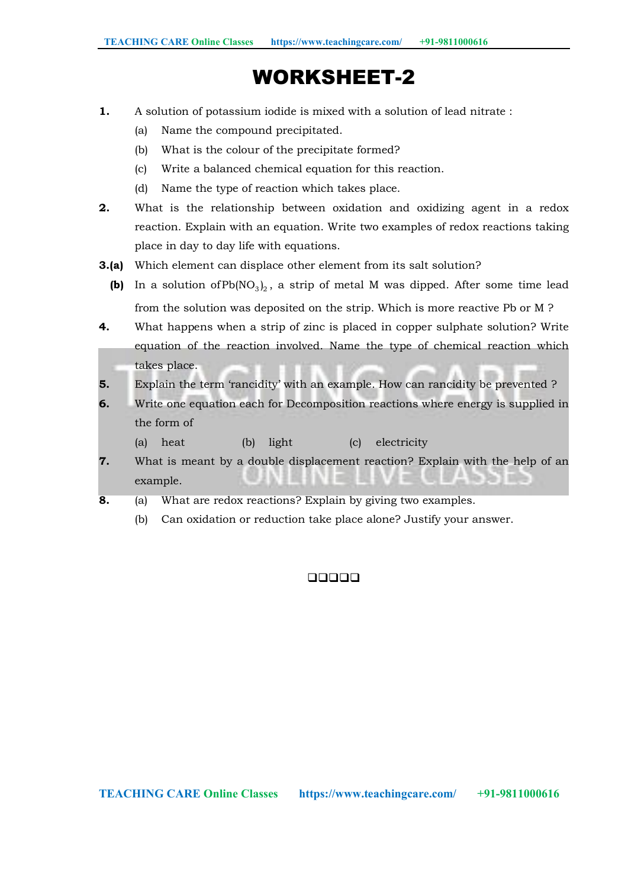# WORKSHEET-2

**1.** A solution of potassium iodide is mixed with a solution of lead nitrate :

(a) Name the compound precipitated.

(b) What is the colour of the precipitate formed?

(c) Write a balanced chemical equation for this reaction.

(d) Name the type of reaction which takes place.

**2.** What is the relationship between oxidation and oxidizing agent in a redox reaction. Explain with an equation. Write two examples of redox reactions taking place in day to day life with equations.

**3.(a)** Which element can displace other element from its salt solution?

**(b)** In a solution of $Pb(NO_3)_2$, a strip of metal M was dipped. After some time lead from the solution was deposited on the strip. Which is more reactive Pb or M ?

**4.** What happens when a strip of zinc is placed in copper sulphate solution? Write equation of the reaction involved. Name the type of chemical reaction which takes place.

**5.** Explain the term 'rancidity' with an example. How can rancidity be prevented ?

**6.** Write one equation each for Decomposition reactions where energy is supplied in the form of

(a) heat (b) light (c) electricity

**7.** What is meant by a double displacement reaction? Explain with the help of an example.

**8.** (a) What are redox reactions? Explain by giving two examples.

(b) Can oxidation or reduction take place alone? Justify your answer.

❑❑❑❑❑